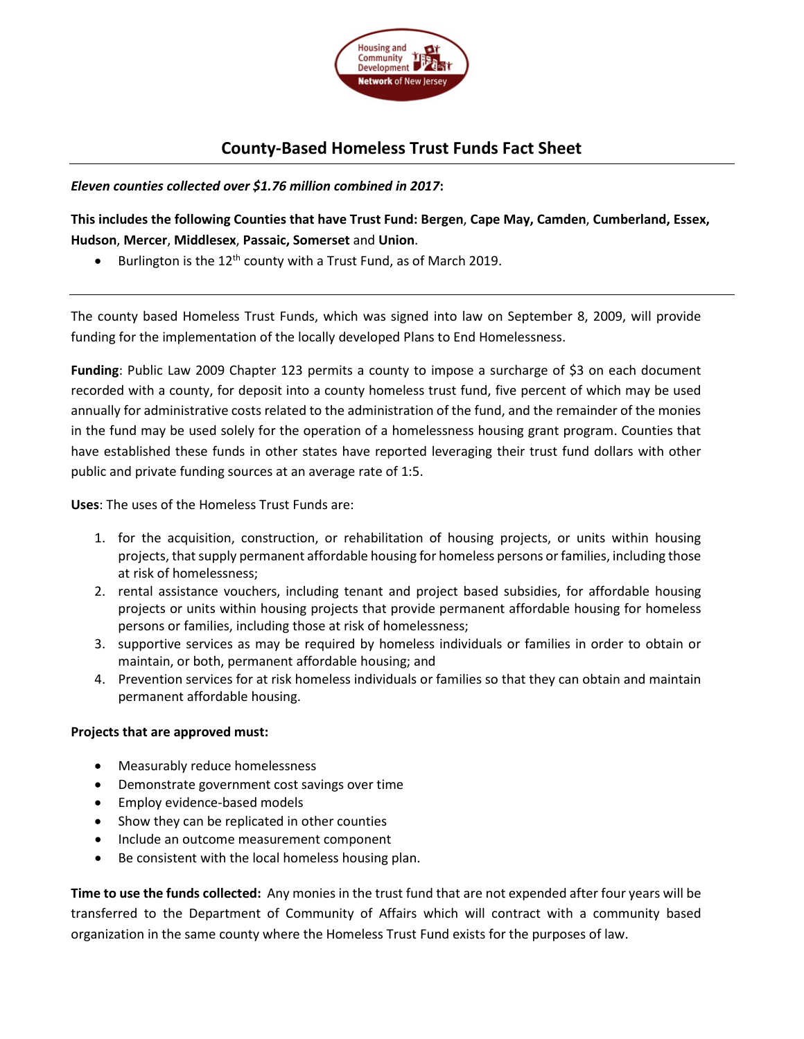# County-Based Homeless Trust Funds Fact Sheet

***Eleven counties collected over $1.76 million combined in 2017*:**

**This includes the following Counties that have Trust Fund: Bergen**, **Cape May, Camden**, **Cumberland, Essex, Hudson**, **Mercer**, **Middlesex**, **Passaic, Somerset** and **Union**.

- Burlington is the 12th county with a Trust Fund, as of March 2019.

---

The county based Homeless Trust Funds, which was signed into law on September 8, 2009, will provide funding for the implementation of the locally developed Plans to End Homelessness.

**Funding**: Public Law 2009 Chapter 123 permits a county to impose a surcharge of $3 on each document recorded with a county, for deposit into a county homeless trust fund, five percent of which may be used annually for administrative costs related to the administration of the fund, and the remainder of the monies in the fund may be used solely for the operation of a homelessness housing grant program. Counties that have established these funds in other states have reported leveraging their trust fund dollars with other public and private funding sources at an average rate of 1:5.

**Uses**: The uses of the Homeless Trust Funds are:

1. for the acquisition, construction, or rehabilitation of housing projects, or units within housing projects, that supply permanent affordable housing for homeless persons or families, including those at risk of homelessness;
2. rental assistance vouchers, including tenant and project based subsidies, for affordable housing projects or units within housing projects that provide permanent affordable housing for homeless persons or families, including those at risk of homelessness;
3. supportive services as may be required by homeless individuals or families in order to obtain or maintain, or both, permanent affordable housing; and
4. Prevention services for at risk homeless individuals or families so that they can obtain and maintain permanent affordable housing.

**Projects that are approved must:**

- Measurably reduce homelessness
- Demonstrate government cost savings over time
- Employ evidence-based models
- Show they can be replicated in other counties
- Include an outcome measurement component
- Be consistent with the local homeless housing plan.

**Time to use the funds collected:** Any monies in the trust fund that are not expended after four years will be transferred to the Department of Community of Affairs which will contract with a community based organization in the same county where the Homeless Trust Fund exists for the purposes of law.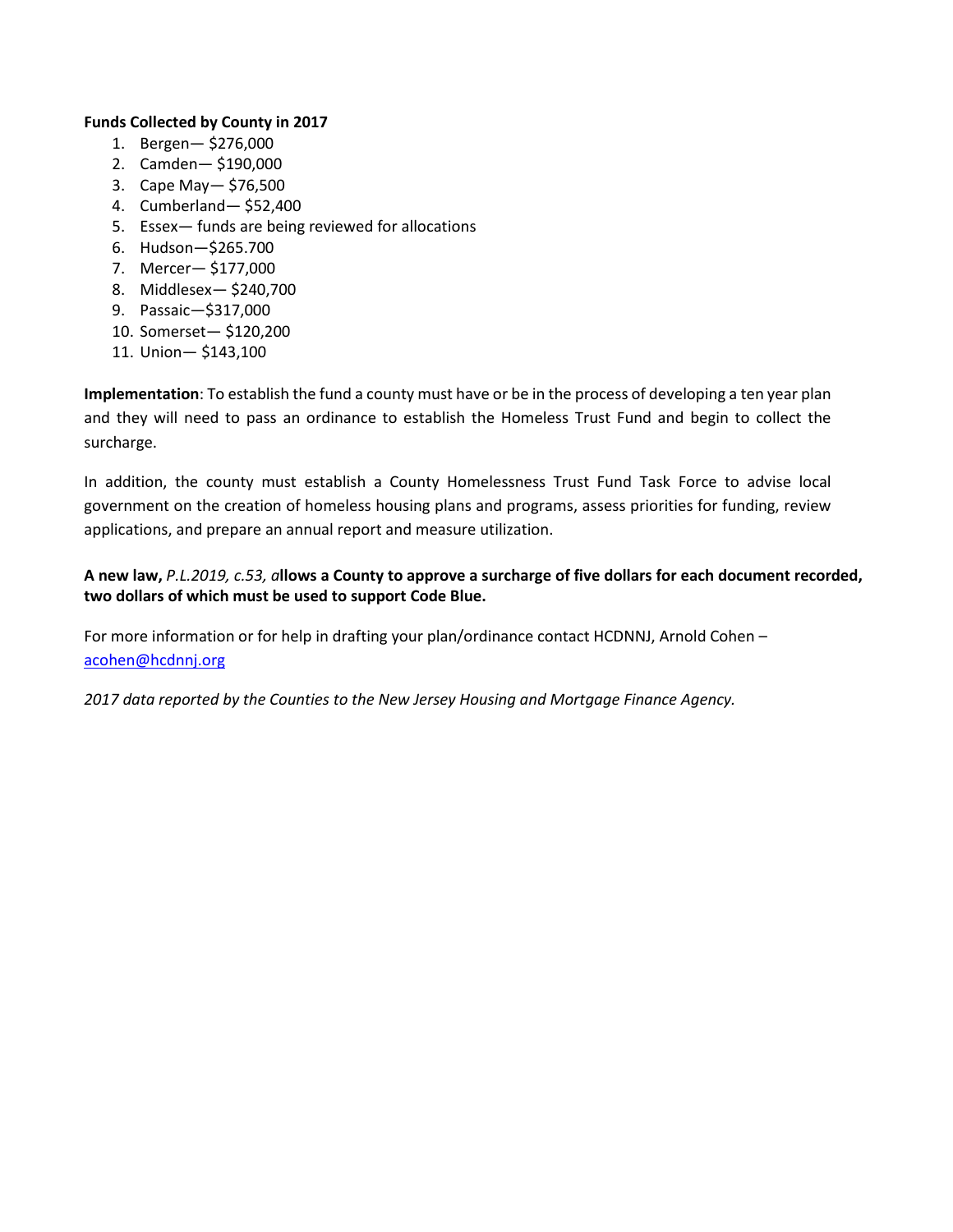**Funds Collected by County in 2017**

1. Bergen— $276,000
2. Camden— $190,000
3. Cape May— $76,500
4. Cumberland— $52,400
5. Essex— funds are being reviewed for allocations
6. Hudson—$265.700
7. Mercer— $177,000
8. Middlesex— $240,700
9. Passaic—$317,000
10. Somerset— $120,200
11. Union— $143,100

**Implementation**: To establish the fund a county must have or be in the process of developing a ten year plan and they will need to pass an ordinance to establish the Homeless Trust Fund and begin to collect the surcharge.

In addition, the county must establish a County Homelessness Trust Fund Task Force to advise local government on the creation of homeless housing plans and programs, assess priorities for funding, review applications, and prepare an annual report and measure utilization.

**A new law,** ***P.L.2019, c.53, a*****llows a County to approve a surcharge of five dollars for each document recorded, two dollars of which must be used to support Code Blue.**

For more information or for help in drafting your plan/ordinance contact HCDNNJ, Arnold Cohen – acohen@hcdnnj.org

*2017 data reported by the Counties to the New Jersey Housing and Mortgage Finance Agency.*